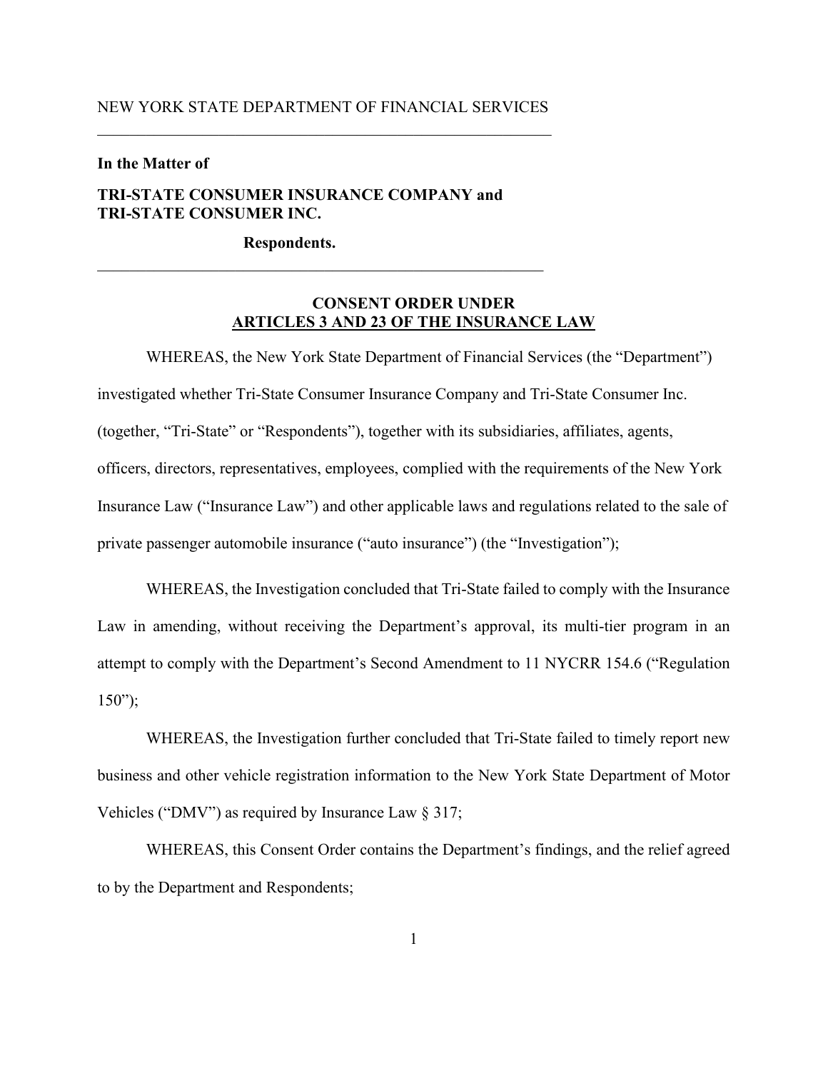NEW YORK STATE DEPARTMENT OF FINANCIAL SERVICES

---

**In the Matter of**

**TRI-STATE CONSUMER INSURANCE COMPANY and TRI-STATE CONSUMER INC.**

**Respondents.**

---

## CONSENT ORDER UNDER ARTICLES 3 AND 23 OF THE INSURANCE LAW

WHEREAS, the New York State Department of Financial Services (the "Department") investigated whether Tri-State Consumer Insurance Company and Tri-State Consumer Inc. (together, "Tri-State" or "Respondents"), together with its subsidiaries, affiliates, agents, officers, directors, representatives, employees, complied with the requirements of the New York Insurance Law ("Insurance Law") and other applicable laws and regulations related to the sale of private passenger automobile insurance ("auto insurance") (the "Investigation");

WHEREAS, the Investigation concluded that Tri-State failed to comply with the Insurance Law in amending, without receiving the Department's approval, its multi-tier program in an attempt to comply with the Department's Second Amendment to 11 NYCRR 154.6 ("Regulation 150");

WHEREAS, the Investigation further concluded that Tri-State failed to timely report new business and other vehicle registration information to the New York State Department of Motor Vehicles ("DMV") as required by Insurance Law § 317;

WHEREAS, this Consent Order contains the Department's findings, and the relief agreed to by the Department and Respondents;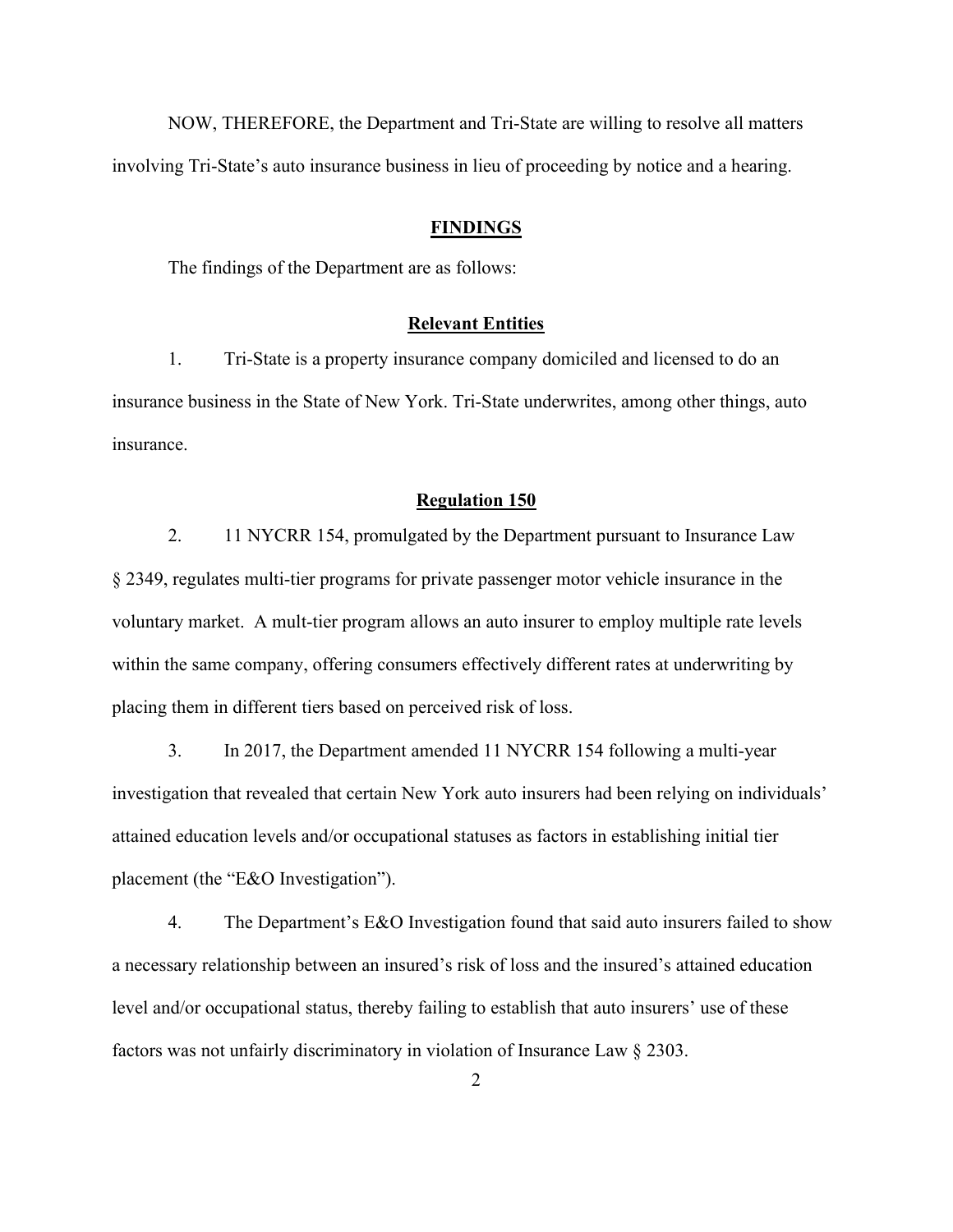NOW, THEREFORE, the Department and Tri-State are willing to resolve all matters involving Tri-State's auto insurance business in lieu of proceeding by notice and a hearing.

## FINDINGS

The findings of the Department are as follows:

### Relevant Entities

1. Tri-State is a property insurance company domiciled and licensed to do an insurance business in the State of New York. Tri-State underwrites, among other things, auto insurance.

### Regulation 150

2. 11 NYCRR 154, promulgated by the Department pursuant to Insurance Law § 2349, regulates multi-tier programs for private passenger motor vehicle insurance in the voluntary market. A mult-tier program allows an auto insurer to employ multiple rate levels within the same company, offering consumers effectively different rates at underwriting by placing them in different tiers based on perceived risk of loss.

3. In 2017, the Department amended 11 NYCRR 154 following a multi-year investigation that revealed that certain New York auto insurers had been relying on individuals' attained education levels and/or occupational statuses as factors in establishing initial tier placement (the "E&O Investigation").

4. The Department's E&O Investigation found that said auto insurers failed to show a necessary relationship between an insured's risk of loss and the insured's attained education level and/or occupational status, thereby failing to establish that auto insurers' use of these factors was not unfairly discriminatory in violation of Insurance Law § 2303.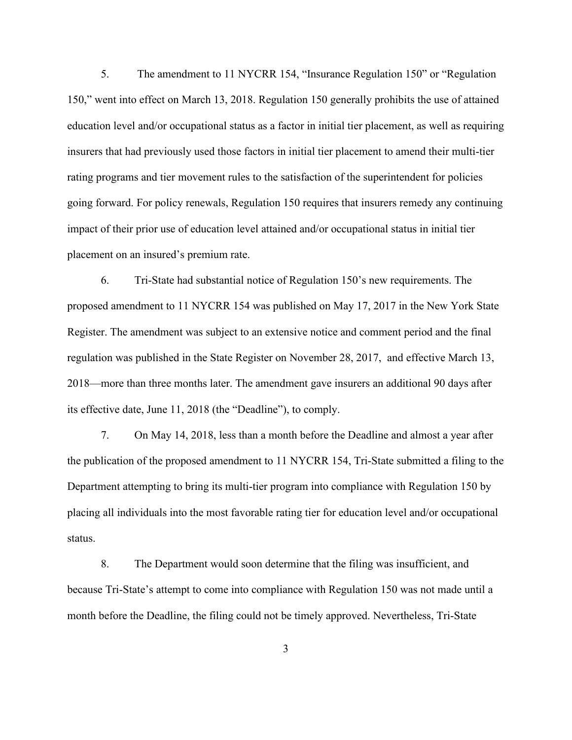5. The amendment to 11 NYCRR 154, "Insurance Regulation 150" or "Regulation 150," went into effect on March 13, 2018. Regulation 150 generally prohibits the use of attained education level and/or occupational status as a factor in initial tier placement, as well as requiring insurers that had previously used those factors in initial tier placement to amend their multi-tier rating programs and tier movement rules to the satisfaction of the superintendent for policies going forward. For policy renewals, Regulation 150 requires that insurers remedy any continuing impact of their prior use of education level attained and/or occupational status in initial tier placement on an insured's premium rate.

6. Tri-State had substantial notice of Regulation 150's new requirements. The proposed amendment to 11 NYCRR 154 was published on May 17, 2017 in the New York State Register. The amendment was subject to an extensive notice and comment period and the final regulation was published in the State Register on November 28, 2017, and effective March 13, 2018—more than three months later. The amendment gave insurers an additional 90 days after its effective date, June 11, 2018 (the "Deadline"), to comply.

7. On May 14, 2018, less than a month before the Deadline and almost a year after the publication of the proposed amendment to 11 NYCRR 154, Tri-State submitted a filing to the Department attempting to bring its multi-tier program into compliance with Regulation 150 by placing all individuals into the most favorable rating tier for education level and/or occupational status.

8. The Department would soon determine that the filing was insufficient, and because Tri-State's attempt to come into compliance with Regulation 150 was not made until a month before the Deadline, the filing could not be timely approved. Nevertheless, Tri-State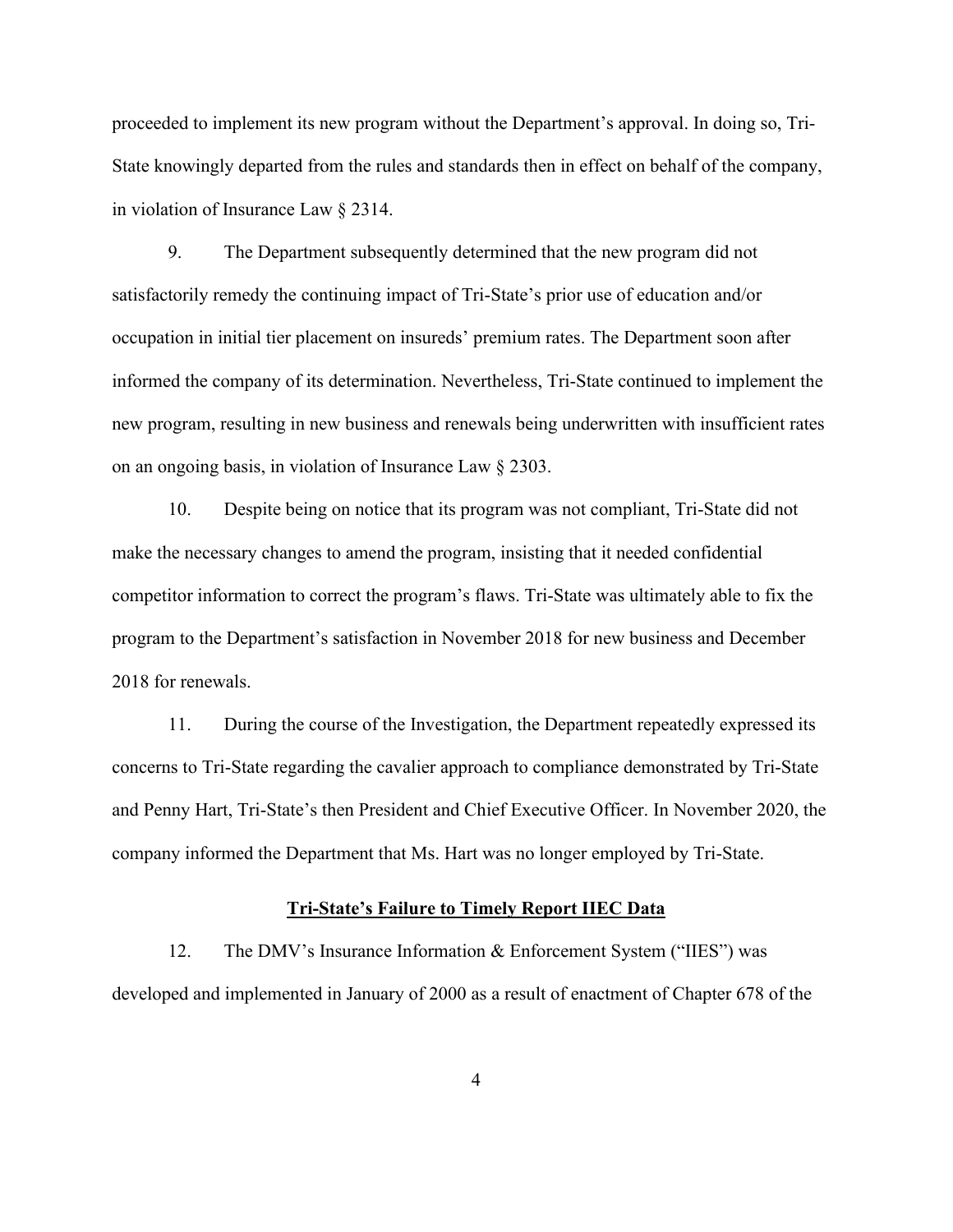proceeded to implement its new program without the Department's approval. In doing so, Tri-State knowingly departed from the rules and standards then in effect on behalf of the company, in violation of Insurance Law § 2314.

9. The Department subsequently determined that the new program did not satisfactorily remedy the continuing impact of Tri-State's prior use of education and/or occupation in initial tier placement on insureds' premium rates. The Department soon after informed the company of its determination. Nevertheless, Tri-State continued to implement the new program, resulting in new business and renewals being underwritten with insufficient rates on an ongoing basis, in violation of Insurance Law § 2303.

10. Despite being on notice that its program was not compliant, Tri-State did not make the necessary changes to amend the program, insisting that it needed confidential competitor information to correct the program's flaws. Tri-State was ultimately able to fix the program to the Department's satisfaction in November 2018 for new business and December 2018 for renewals.

11. During the course of the Investigation, the Department repeatedly expressed its concerns to Tri-State regarding the cavalier approach to compliance demonstrated by Tri-State and Penny Hart, Tri-State's then President and Chief Executive Officer. In November 2020, the company informed the Department that Ms. Hart was no longer employed by Tri-State.

**Tri-State's Failure to Timely Report IIEC Data**

12. The DMV's Insurance Information & Enforcement System ("IIES") was developed and implemented in January of 2000 as a result of enactment of Chapter 678 of the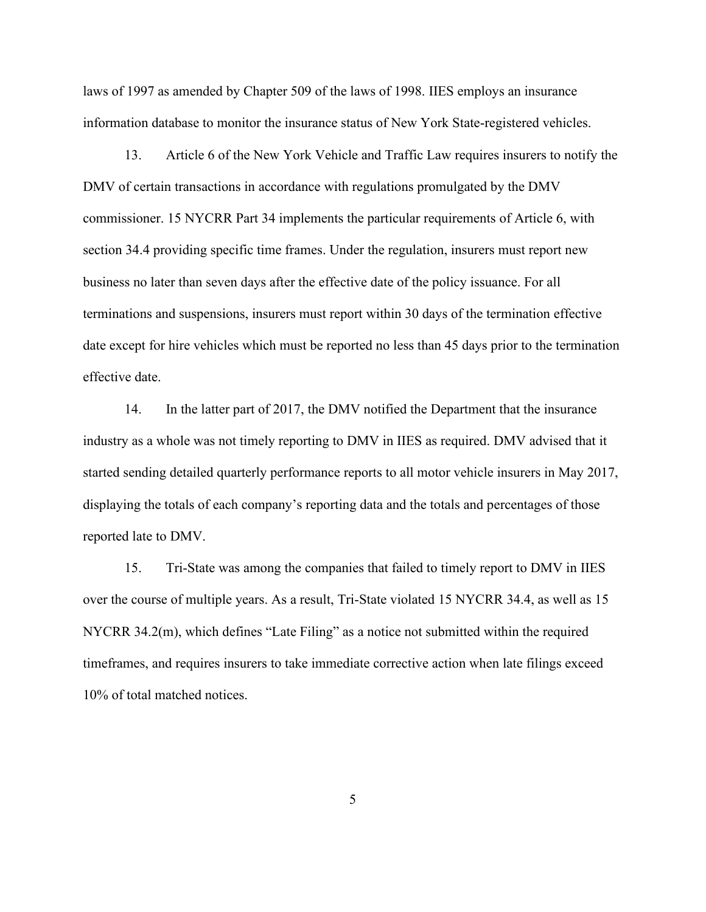laws of 1997 as amended by Chapter 509 of the laws of 1998. IIES employs an insurance information database to monitor the insurance status of New York State-registered vehicles.

13. Article 6 of the New York Vehicle and Traffic Law requires insurers to notify the DMV of certain transactions in accordance with regulations promulgated by the DMV commissioner. 15 NYCRR Part 34 implements the particular requirements of Article 6, with section 34.4 providing specific time frames. Under the regulation, insurers must report new business no later than seven days after the effective date of the policy issuance. For all terminations and suspensions, insurers must report within 30 days of the termination effective date except for hire vehicles which must be reported no less than 45 days prior to the termination effective date.

14. In the latter part of 2017, the DMV notified the Department that the insurance industry as a whole was not timely reporting to DMV in IIES as required. DMV advised that it started sending detailed quarterly performance reports to all motor vehicle insurers in May 2017, displaying the totals of each company's reporting data and the totals and percentages of those reported late to DMV.

15. Tri-State was among the companies that failed to timely report to DMV in IIES over the course of multiple years. As a result, Tri-State violated 15 NYCRR 34.4, as well as 15 NYCRR 34.2(m), which defines "Late Filing" as a notice not submitted within the required timeframes, and requires insurers to take immediate corrective action when late filings exceed 10% of total matched notices.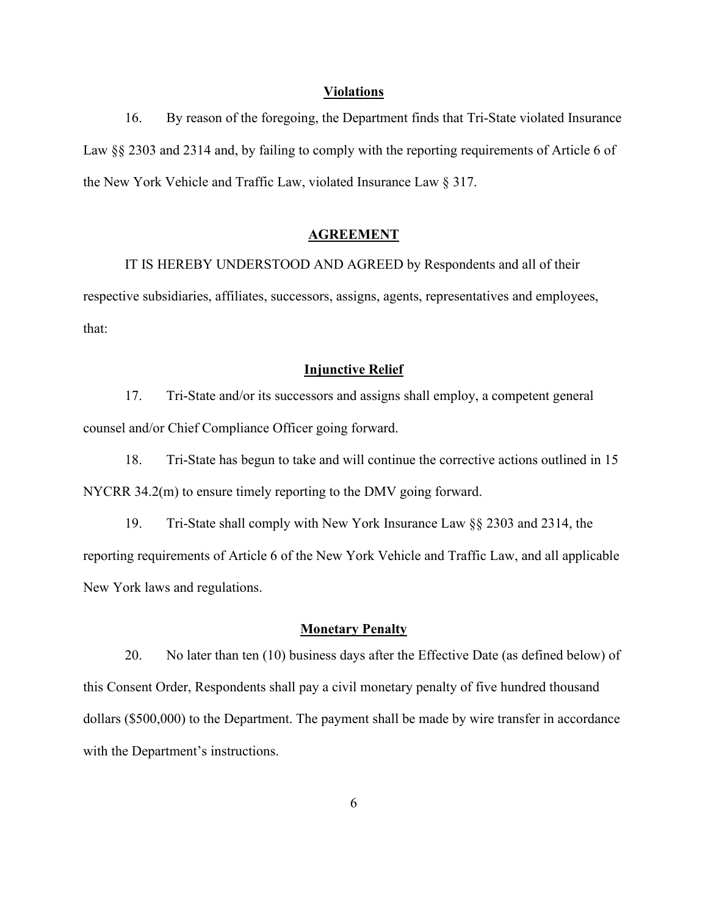**Violations**

16. By reason of the foregoing, the Department finds that Tri-State violated Insurance Law §§ 2303 and 2314 and, by failing to comply with the reporting requirements of Article 6 of the New York Vehicle and Traffic Law, violated Insurance Law § 317.

**AGREEMENT**

IT IS HEREBY UNDERSTOOD AND AGREED by Respondents and all of their respective subsidiaries, affiliates, successors, assigns, agents, representatives and employees, that:

**Injunctive Relief**

17. Tri-State and/or its successors and assigns shall employ, a competent general counsel and/or Chief Compliance Officer going forward.

18. Tri-State has begun to take and will continue the corrective actions outlined in 15 NYCRR 34.2(m) to ensure timely reporting to the DMV going forward.

19. Tri-State shall comply with New York Insurance Law §§ 2303 and 2314, the reporting requirements of Article 6 of the New York Vehicle and Traffic Law, and all applicable New York laws and regulations.

**Monetary Penalty**

20. No later than ten (10) business days after the Effective Date (as defined below) of this Consent Order, Respondents shall pay a civil monetary penalty of five hundred thousand dollars ($500,000) to the Department. The payment shall be made by wire transfer in accordance with the Department's instructions.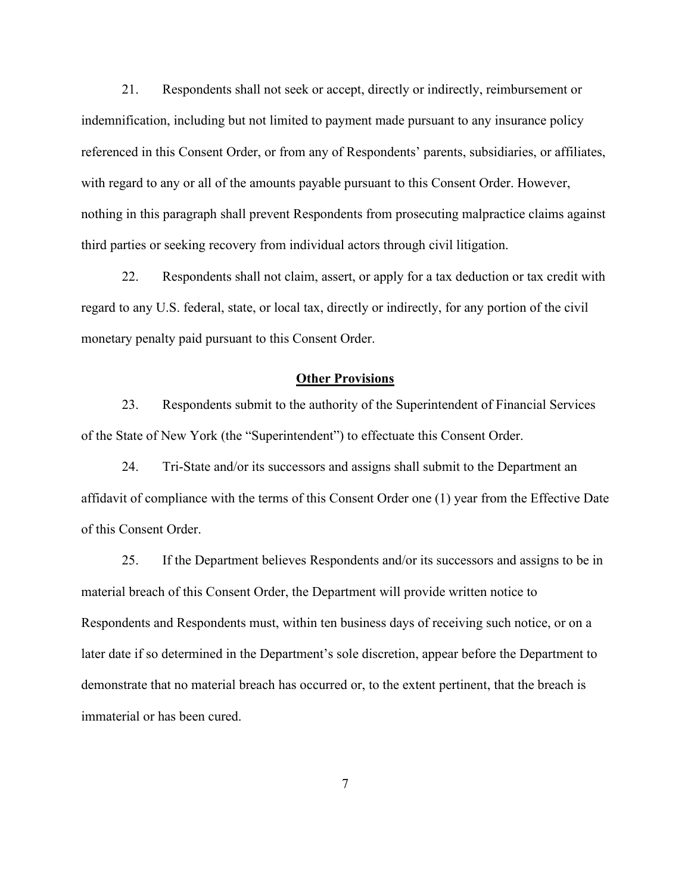21. Respondents shall not seek or accept, directly or indirectly, reimbursement or indemnification, including but not limited to payment made pursuant to any insurance policy referenced in this Consent Order, or from any of Respondents' parents, subsidiaries, or affiliates, with regard to any or all of the amounts payable pursuant to this Consent Order. However, nothing in this paragraph shall prevent Respondents from prosecuting malpractice claims against third parties or seeking recovery from individual actors through civil litigation.

22. Respondents shall not claim, assert, or apply for a tax deduction or tax credit with regard to any U.S. federal, state, or local tax, directly or indirectly, for any portion of the civil monetary penalty paid pursuant to this Consent Order.

## Other Provisions

23. Respondents submit to the authority of the Superintendent of Financial Services of the State of New York (the "Superintendent") to effectuate this Consent Order.

24. Tri-State and/or its successors and assigns shall submit to the Department an affidavit of compliance with the terms of this Consent Order one (1) year from the Effective Date of this Consent Order.

25. If the Department believes Respondents and/or its successors and assigns to be in material breach of this Consent Order, the Department will provide written notice to Respondents and Respondents must, within ten business days of receiving such notice, or on a later date if so determined in the Department's sole discretion, appear before the Department to demonstrate that no material breach has occurred or, to the extent pertinent, that the breach is immaterial or has been cured.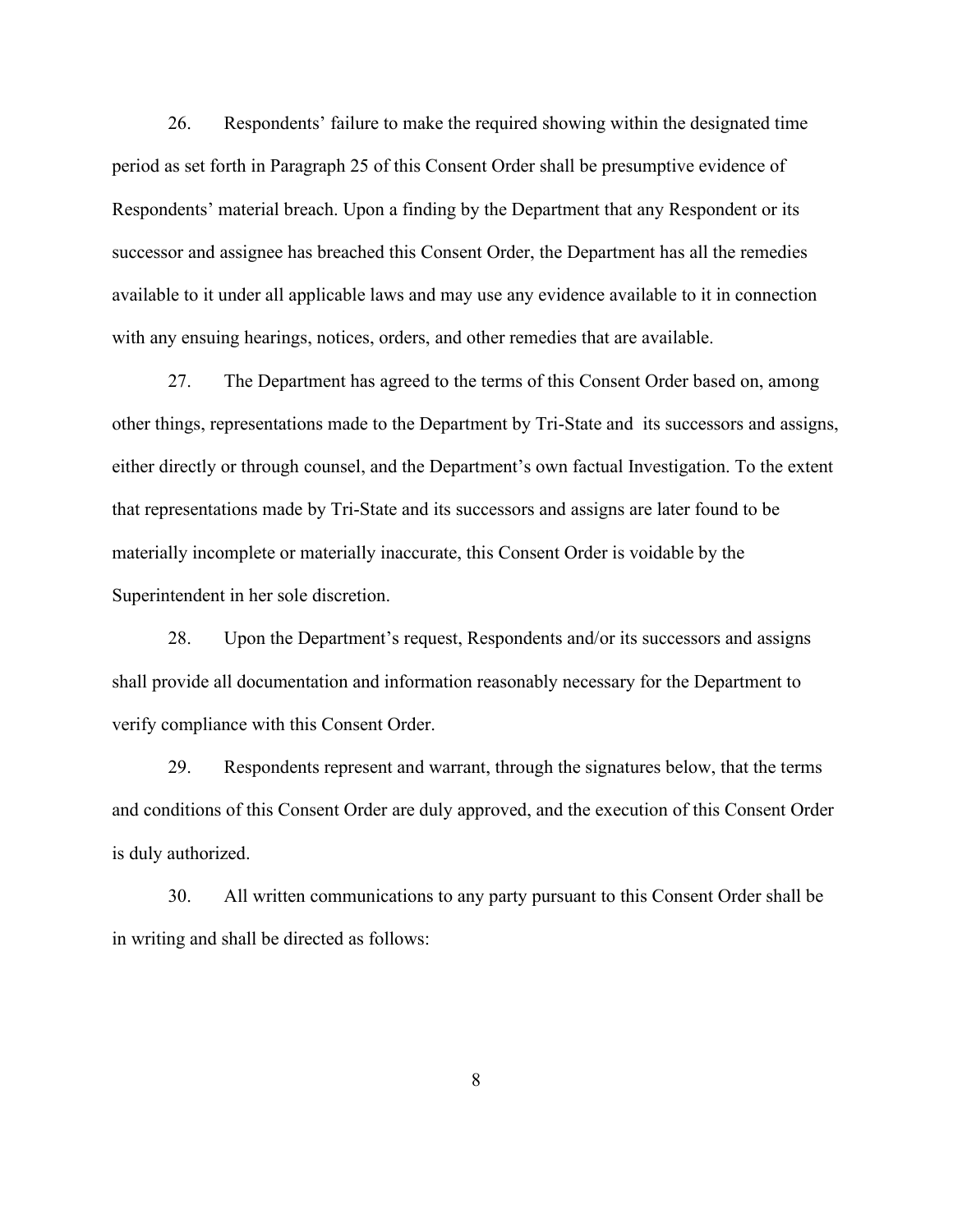26. Respondents' failure to make the required showing within the designated time period as set forth in Paragraph 25 of this Consent Order shall be presumptive evidence of Respondents' material breach. Upon a finding by the Department that any Respondent or its successor and assignee has breached this Consent Order, the Department has all the remedies available to it under all applicable laws and may use any evidence available to it in connection with any ensuing hearings, notices, orders, and other remedies that are available.

27. The Department has agreed to the terms of this Consent Order based on, among other things, representations made to the Department by Tri-State and its successors and assigns, either directly or through counsel, and the Department's own factual Investigation. To the extent that representations made by Tri-State and its successors and assigns are later found to be materially incomplete or materially inaccurate, this Consent Order is voidable by the Superintendent in her sole discretion.

28. Upon the Department's request, Respondents and/or its successors and assigns shall provide all documentation and information reasonably necessary for the Department to verify compliance with this Consent Order.

29. Respondents represent and warrant, through the signatures below, that the terms and conditions of this Consent Order are duly approved, and the execution of this Consent Order is duly authorized.

30. All written communications to any party pursuant to this Consent Order shall be in writing and shall be directed as follows: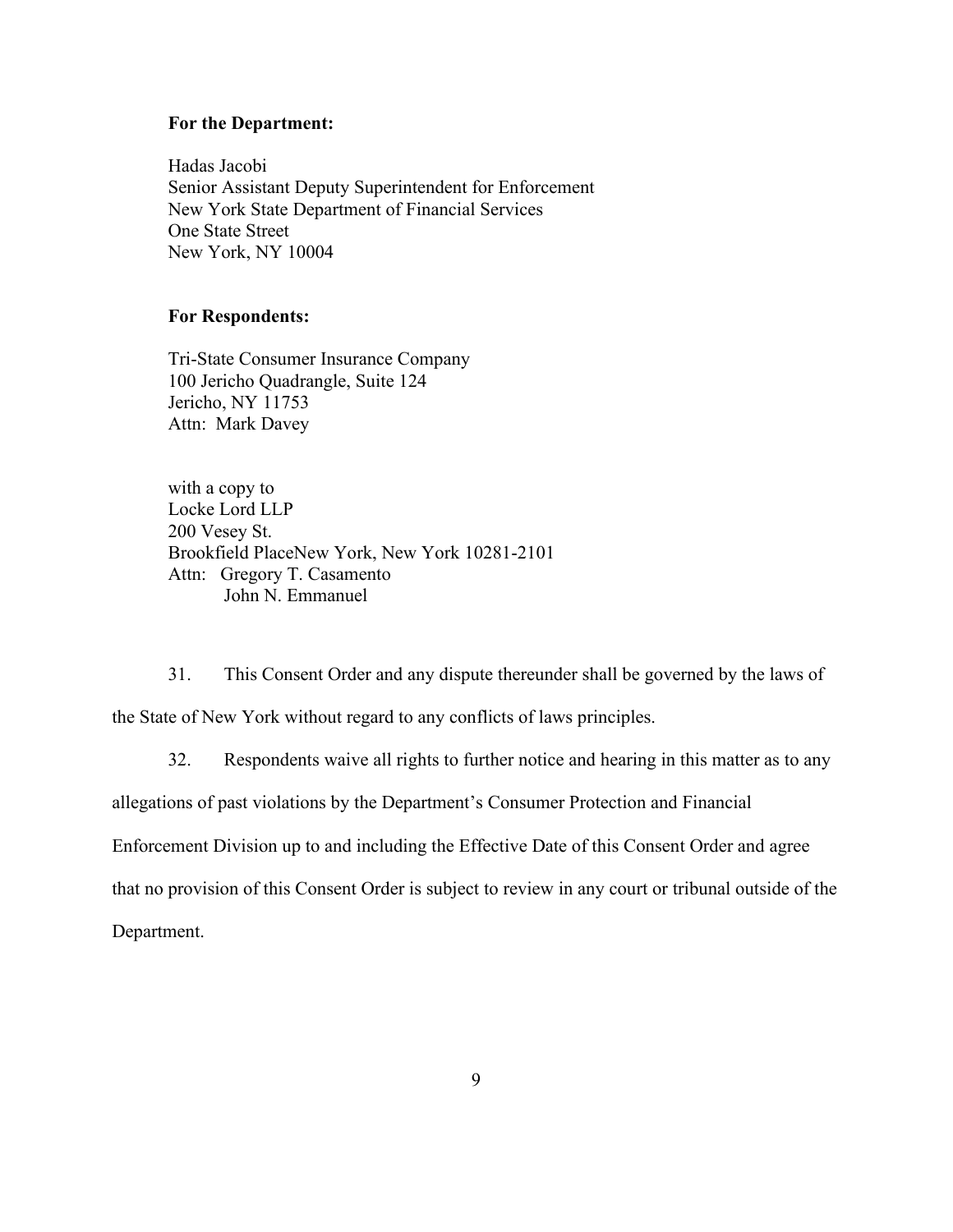**For the Department:**

Hadas Jacobi
Senior Assistant Deputy Superintendent for Enforcement
New York State Department of Financial Services
One State Street
New York, NY 10004

**For Respondents:**

Tri-State Consumer Insurance Company
100 Jericho Quadrangle, Suite 124
Jericho, NY 11753
Attn: Mark Davey

with a copy to
Locke Lord LLP
200 Vesey St.
Brookfield PlaceNew York, New York 10281-2101
Attn: Gregory T. Casamento
John N. Emmanuel

31. This Consent Order and any dispute thereunder shall be governed by the laws of the State of New York without regard to any conflicts of laws principles.

32. Respondents waive all rights to further notice and hearing in this matter as to any allegations of past violations by the Department's Consumer Protection and Financial Enforcement Division up to and including the Effective Date of this Consent Order and agree that no provision of this Consent Order is subject to review in any court or tribunal outside of the Department.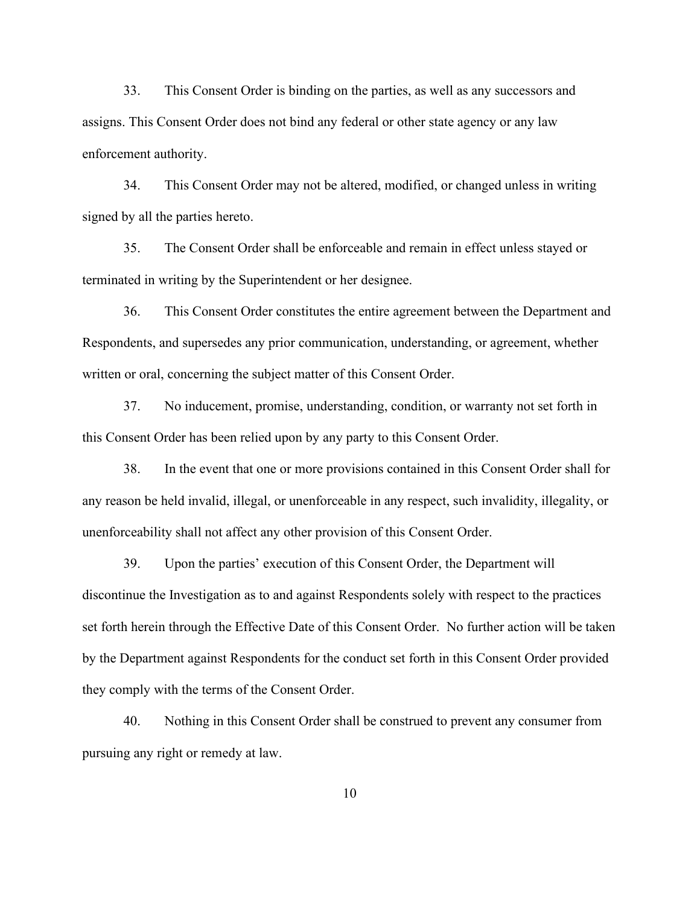33. This Consent Order is binding on the parties, as well as any successors and assigns. This Consent Order does not bind any federal or other state agency or any law enforcement authority.

34. This Consent Order may not be altered, modified, or changed unless in writing signed by all the parties hereto.

35. The Consent Order shall be enforceable and remain in effect unless stayed or terminated in writing by the Superintendent or her designee.

36. This Consent Order constitutes the entire agreement between the Department and Respondents, and supersedes any prior communication, understanding, or agreement, whether written or oral, concerning the subject matter of this Consent Order.

37. No inducement, promise, understanding, condition, or warranty not set forth in this Consent Order has been relied upon by any party to this Consent Order.

38. In the event that one or more provisions contained in this Consent Order shall for any reason be held invalid, illegal, or unenforceable in any respect, such invalidity, illegality, or unenforceability shall not affect any other provision of this Consent Order.

39. Upon the parties' execution of this Consent Order, the Department will discontinue the Investigation as to and against Respondents solely with respect to the practices set forth herein through the Effective Date of this Consent Order. No further action will be taken by the Department against Respondents for the conduct set forth in this Consent Order provided they comply with the terms of the Consent Order.

40. Nothing in this Consent Order shall be construed to prevent any consumer from pursuing any right or remedy at law.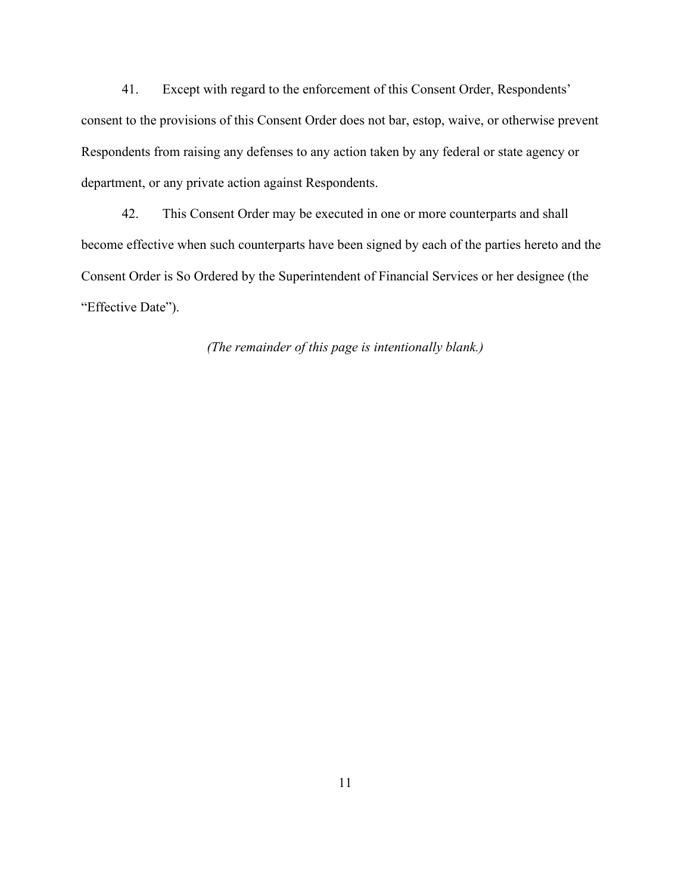41. Except with regard to the enforcement of this Consent Order, Respondents' consent to the provisions of this Consent Order does not bar, estop, waive, or otherwise prevent Respondents from raising any defenses to any action taken by any federal or state agency or department, or any private action against Respondents.

42. This Consent Order may be executed in one or more counterparts and shall become effective when such counterparts have been signed by each of the parties hereto and the Consent Order is So Ordered by the Superintendent of Financial Services or her designee (the "Effective Date").

*(The remainder of this page is intentionally blank.)*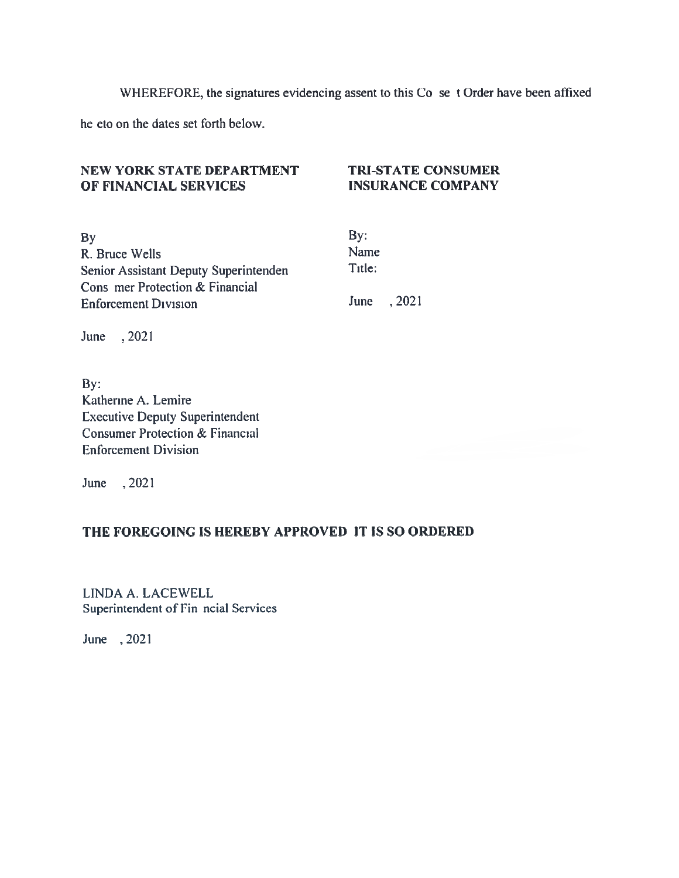WHEREFORE, the signatures evidencing assent to this Co se t Order have been affixed he eto on the dates set forth below.

**NEW YORK STATE DEPARTMENT OF FINANCIAL SERVICES**

By
R. Bruce Wells
Senior Assistant Deputy Superintenden
Cons mer Protection & Financial
Enforcement Division

June , 2021

By:
Katherine A. Lemire
Executive Deputy Superintendent
Consumer Protection & Financial
Enforcement Division

June , 2021

**TRI-STATE CONSUMER INSURANCE COMPANY**

By:
Name
Title:

June , 2021

**THE FOREGOING IS HEREBY APPROVED IT IS SO ORDERED**

LINDA A. LACEWELL
Superintendent of Fin ncial Services

June , 2021